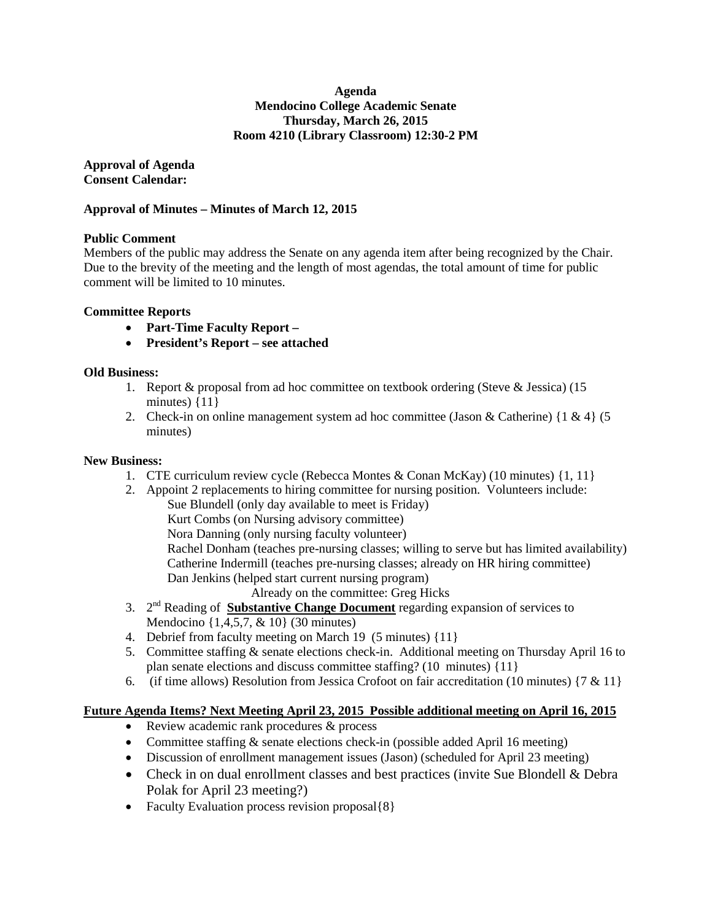**Agenda**
**Mendocino College Academic Senate**
**Thursday, March 26, 2015**
**Room 4210 (Library Classroom) 12:30-2 PM**

**Approval of Agenda**
**Consent Calendar:**

**Approval of Minutes – Minutes of March 12, 2015**

**Public Comment**
Members of the public may address the Senate on any agenda item after being recognized by the Chair. Due to the brevity of the meeting and the length of most agendas, the total amount of time for public comment will be limited to 10 minutes.

**Committee Reports**

- **Part-Time Faculty Report –**
- **President's Report – see attached**

**Old Business:**

1. Report & proposal from ad hoc committee on textbook ordering (Steve & Jessica) (15 minutes) {11}
2. Check-in on online management system ad hoc committee (Jason & Catherine) {1 & 4} (5 minutes)

**New Business:**

1. CTE curriculum review cycle (Rebecca Montes & Conan McKay) (10 minutes) {1, 11}
2. Appoint 2 replacements to hiring committee for nursing position. Volunteers include:
   Sue Blundell (only day available to meet is Friday)
   Kurt Combs (on Nursing advisory committee)
   Nora Danning (only nursing faculty volunteer)
   Rachel Donham (teaches pre-nursing classes; willing to serve but has limited availability)
   Catherine Indermill (teaches pre-nursing classes; already on HR hiring committee)
   Dan Jenkins (helped start current nursing program)
   Already on the committee: Greg Hicks
3. 2nd Reading of **Substantive Change Document** regarding expansion of services to Mendocino {1,4,5,7, & 10} (30 minutes)
4. Debrief from faculty meeting on March 19 (5 minutes) {11}
5. Committee staffing & senate elections check-in. Additional meeting on Thursday April 16 to plan senate elections and discuss committee staffing? (10 minutes) {11}
6. (if time allows) Resolution from Jessica Crofoot on fair accreditation (10 minutes) {7 & 11}

**Future Agenda Items? Next Meeting April 23, 2015 Possible additional meeting on April 16, 2015**

- Review academic rank procedures & process
- Committee staffing & senate elections check-in (possible added April 16 meeting)
- Discussion of enrollment management issues (Jason) (scheduled for April 23 meeting)
- Check in on dual enrollment classes and best practices (invite Sue Blondell & Debra Polak for April 23 meeting?)
- Faculty Evaluation process revision proposal{8}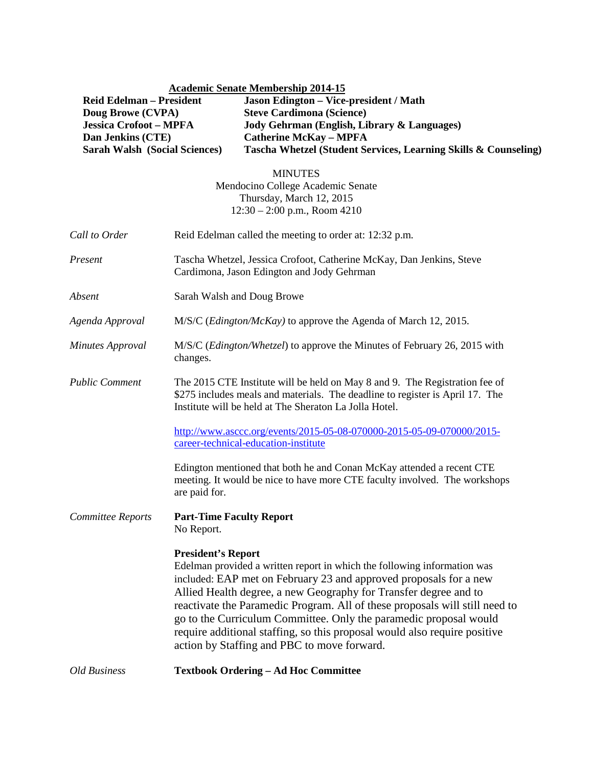**Academic Senate Membership 2014-15**

| | |
|---|---|
| **Reid Edelman – President** | **Jason Edington – Vice-president / Math** |
| **Doug Browe (CVPA)** | **Steve Cardimona (Science)** |
| **Jessica Crofoot – MPFA** | **Jody Gehrman (English, Library & Languages)** |
| **Dan Jenkins (CTE)** | **Catherine McKay – MPFA** |
| **Sarah Walsh (Social Sciences)** | **Tascha Whetzel (Student Services, Learning Skills & Counseling)** |

MINUTES
Mendocino College Academic Senate
Thursday, March 12, 2015
12:30 – 2:00 p.m., Room 4210

*Call to Order*

Reid Edelman called the meeting to order at: 12:32 p.m.

*Present*

Tascha Whetzel, Jessica Crofoot, Catherine McKay, Dan Jenkins, Steve Cardimona, Jason Edington and Jody Gehrman

*Absent*

Sarah Walsh and Doug Browe

*Agenda Approval*

M/S/C (*Edington/McKay)* to approve the Agenda of March 12, 2015.

*Minutes Approval*

M/S/C (*Edington/Whetzel*) to approve the Minutes of February 26, 2015 with changes.

*Public Comment*

The 2015 CTE Institute will be held on May 8 and 9. The Registration fee of $275 includes meals and materials. The deadline to register is April 17. The Institute will be held at The Sheraton La Jolla Hotel.

http://www.asccc.org/events/2015-05-08-070000-2015-05-09-070000/2015-career-technical-education-institute

Edington mentioned that both he and Conan McKay attended a recent CTE meeting. It would be nice to have more CTE faculty involved. The workshops are paid for.

*Committee Reports*

**Part-Time Faculty Report**
No Report.

**President's Report**
Edelman provided a written report in which the following information was included: EAP met on February 23 and approved proposals for a new Allied Health degree, a new Geography for Transfer degree and to reactivate the Paramedic Program. All of these proposals will still need to go to the Curriculum Committee. Only the paramedic proposal would require additional staffing, so this proposal would also require positive action by Staffing and PBC to move forward.

*Old Business*

**Textbook Ordering – Ad Hoc Committee**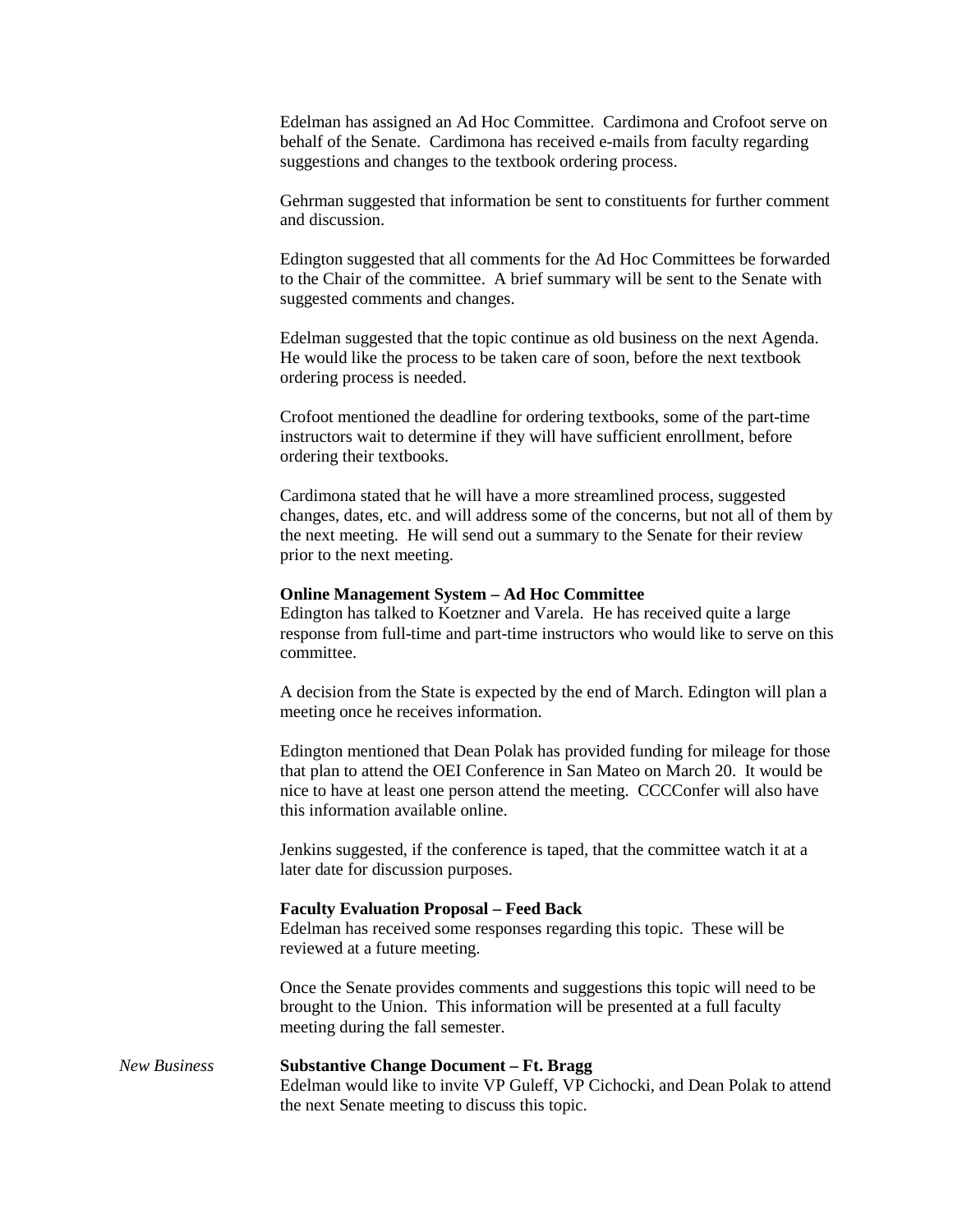Edelman has assigned an Ad Hoc Committee. Cardimona and Crofoot serve on behalf of the Senate. Cardimona has received e-mails from faculty regarding suggestions and changes to the textbook ordering process.

Gehrman suggested that information be sent to constituents for further comment and discussion.

Edington suggested that all comments for the Ad Hoc Committees be forwarded to the Chair of the committee. A brief summary will be sent to the Senate with suggested comments and changes.

Edelman suggested that the topic continue as old business on the next Agenda. He would like the process to be taken care of soon, before the next textbook ordering process is needed.

Crofoot mentioned the deadline for ordering textbooks, some of the part-time instructors wait to determine if they will have sufficient enrollment, before ordering their textbooks.

Cardimona stated that he will have a more streamlined process, suggested changes, dates, etc. and will address some of the concerns, but not all of them by the next meeting. He will send out a summary to the Senate for their review prior to the next meeting.

**Online Management System – Ad Hoc Committee**

Edington has talked to Koetzner and Varela. He has received quite a large response from full-time and part-time instructors who would like to serve on this committee.

A decision from the State is expected by the end of March. Edington will plan a meeting once he receives information.

Edington mentioned that Dean Polak has provided funding for mileage for those that plan to attend the OEI Conference in San Mateo on March 20. It would be nice to have at least one person attend the meeting. CCCConfer will also have this information available online.

Jenkins suggested, if the conference is taped, that the committee watch it at a later date for discussion purposes.

**Faculty Evaluation Proposal – Feed Back**

Edelman has received some responses regarding this topic. These will be reviewed at a future meeting.

Once the Senate provides comments and suggestions this topic will need to be brought to the Union. This information will be presented at a full faculty meeting during the fall semester.

*New Business*

**Substantive Change Document – Ft. Bragg**

Edelman would like to invite VP Guleff, VP Cichocki, and Dean Polak to attend the next Senate meeting to discuss this topic.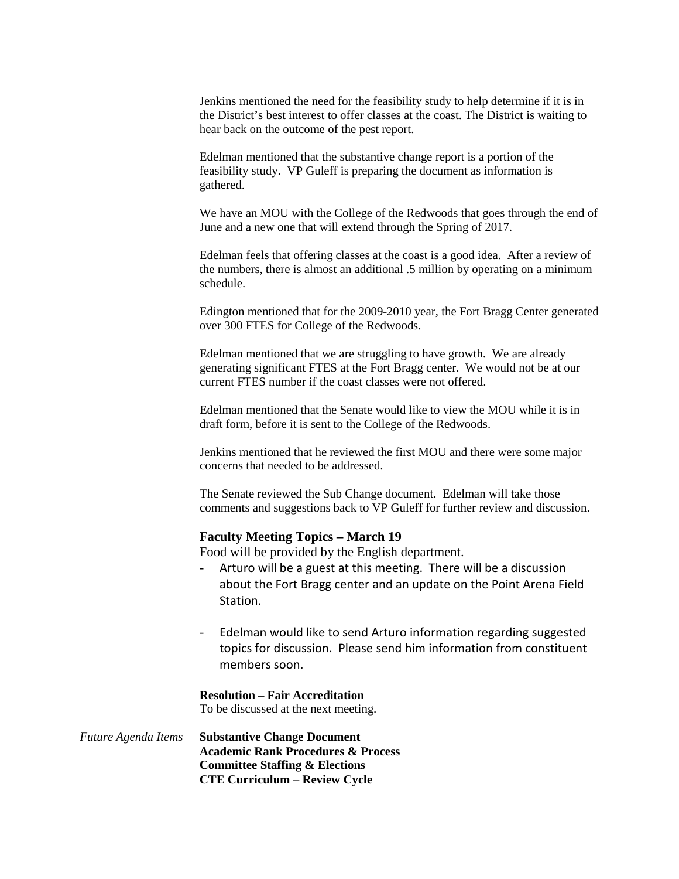Jenkins mentioned the need for the feasibility study to help determine if it is in the District's best interest to offer classes at the coast. The District is waiting to hear back on the outcome of the pest report.

Edelman mentioned that the substantive change report is a portion of the feasibility study. VP Guleff is preparing the document as information is gathered.

We have an MOU with the College of the Redwoods that goes through the end of June and a new one that will extend through the Spring of 2017.

Edelman feels that offering classes at the coast is a good idea. After a review of the numbers, there is almost an additional .5 million by operating on a minimum schedule.

Edington mentioned that for the 2009-2010 year, the Fort Bragg Center generated over 300 FTES for College of the Redwoods.

Edelman mentioned that we are struggling to have growth. We are already generating significant FTES at the Fort Bragg center. We would not be at our current FTES number if the coast classes were not offered.

Edelman mentioned that the Senate would like to view the MOU while it is in draft form, before it is sent to the College of the Redwoods.

Jenkins mentioned that he reviewed the first MOU and there were some major concerns that needed to be addressed.

The Senate reviewed the Sub Change document. Edelman will take those comments and suggestions back to VP Guleff for further review and discussion.

### Faculty Meeting Topics – March 19

Food will be provided by the English department.

- Arturo will be a guest at this meeting. There will be a discussion about the Fort Bragg center and an update on the Point Arena Field Station.

- Edelman would like to send Arturo information regarding suggested topics for discussion. Please send him information from constituent members soon.

**Resolution – Fair Accreditation**

To be discussed at the next meeting.

*Future Agenda Items*

**Substantive Change Document**
**Academic Rank Procedures & Process**
**Committee Staffing & Elections**
**CTE Curriculum – Review Cycle**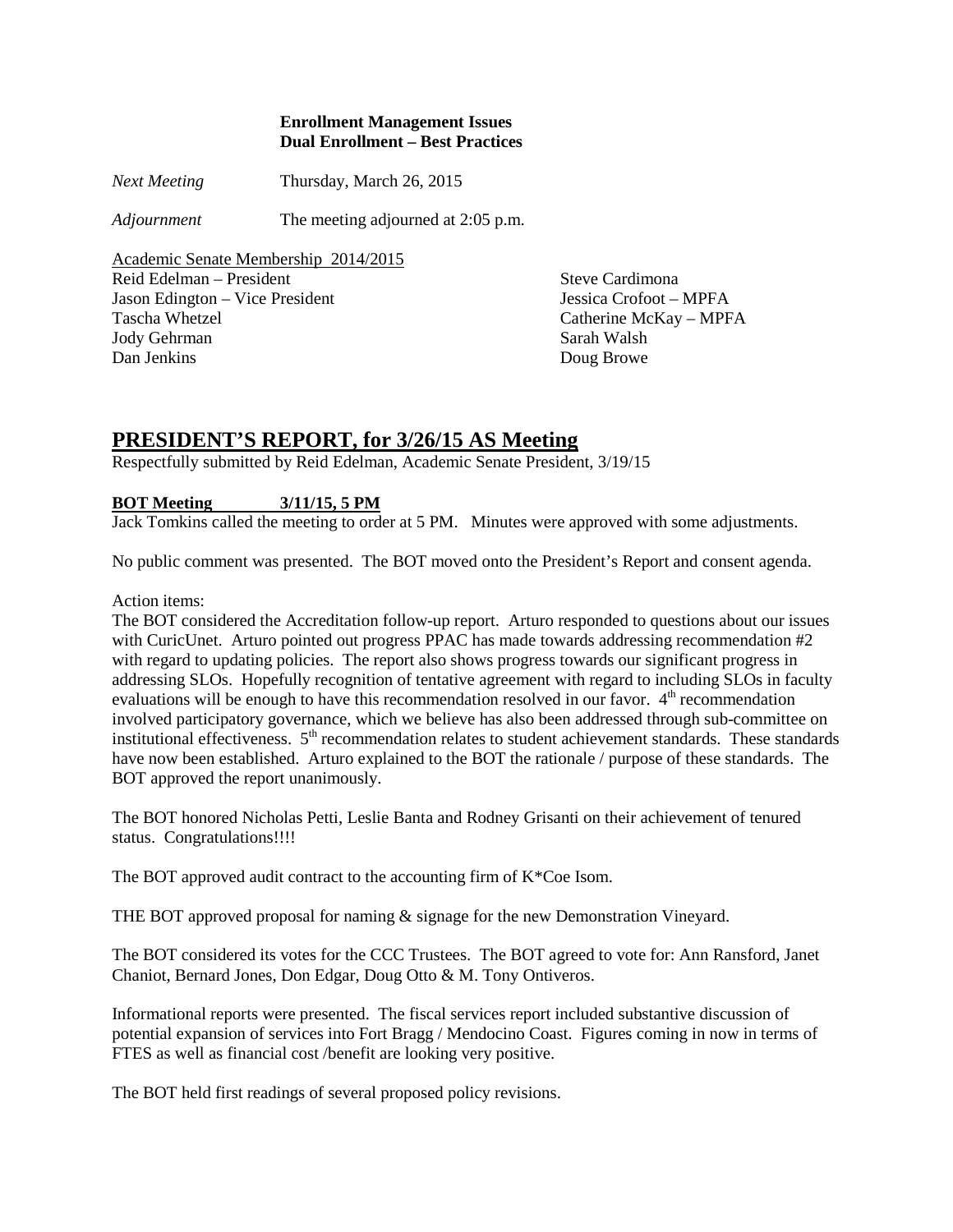**Enrollment Management Issues**
**Dual Enrollment – Best Practices**

*Next Meeting* Thursday, March 26, 2015

*Adjournment* The meeting adjourned at 2:05 p.m.

Academic Senate Membership 2014/2015

Reid Edelman – President
Jason Edington – Vice President
Tascha Whetzel
Jody Gehrman
Dan Jenkins
Steve Cardimona
Jessica Crofoot – MPFA
Catherine McKay – MPFA
Sarah Walsh
Doug Browe

## PRESIDENT'S REPORT, for 3/26/15 AS Meeting

Respectfully submitted by Reid Edelman, Academic Senate President, 3/19/15

**BOT Meeting 3/11/15, 5 PM**

Jack Tomkins called the meeting to order at 5 PM. Minutes were approved with some adjustments.

No public comment was presented. The BOT moved onto the President's Report and consent agenda.

Action items:
The BOT considered the Accreditation follow-up report. Arturo responded to questions about our issues with CuricUnet. Arturo pointed out progress PPAC has made towards addressing recommendation #2 with regard to updating policies. The report also shows progress towards our significant progress in addressing SLOs. Hopefully recognition of tentative agreement with regard to including SLOs in faculty evaluations will be enough to have this recommendation resolved in our favor. 4th recommendation involved participatory governance, which we believe has also been addressed through sub-committee on institutional effectiveness. 5th recommendation relates to student achievement standards. These standards have now been established. Arturo explained to the BOT the rationale / purpose of these standards. The BOT approved the report unanimously.

The BOT honored Nicholas Petti, Leslie Banta and Rodney Grisanti on their achievement of tenured status. Congratulations!!!!

The BOT approved audit contract to the accounting firm of K*Coe Isom.

THE BOT approved proposal for naming & signage for the new Demonstration Vineyard.

The BOT considered its votes for the CCC Trustees. The BOT agreed to vote for: Ann Ransford, Janet Chaniot, Bernard Jones, Don Edgar, Doug Otto & M. Tony Ontiveros.

Informational reports were presented. The fiscal services report included substantive discussion of potential expansion of services into Fort Bragg / Mendocino Coast. Figures coming in now in terms of FTES as well as financial cost /benefit are looking very positive.

The BOT held first readings of several proposed policy revisions.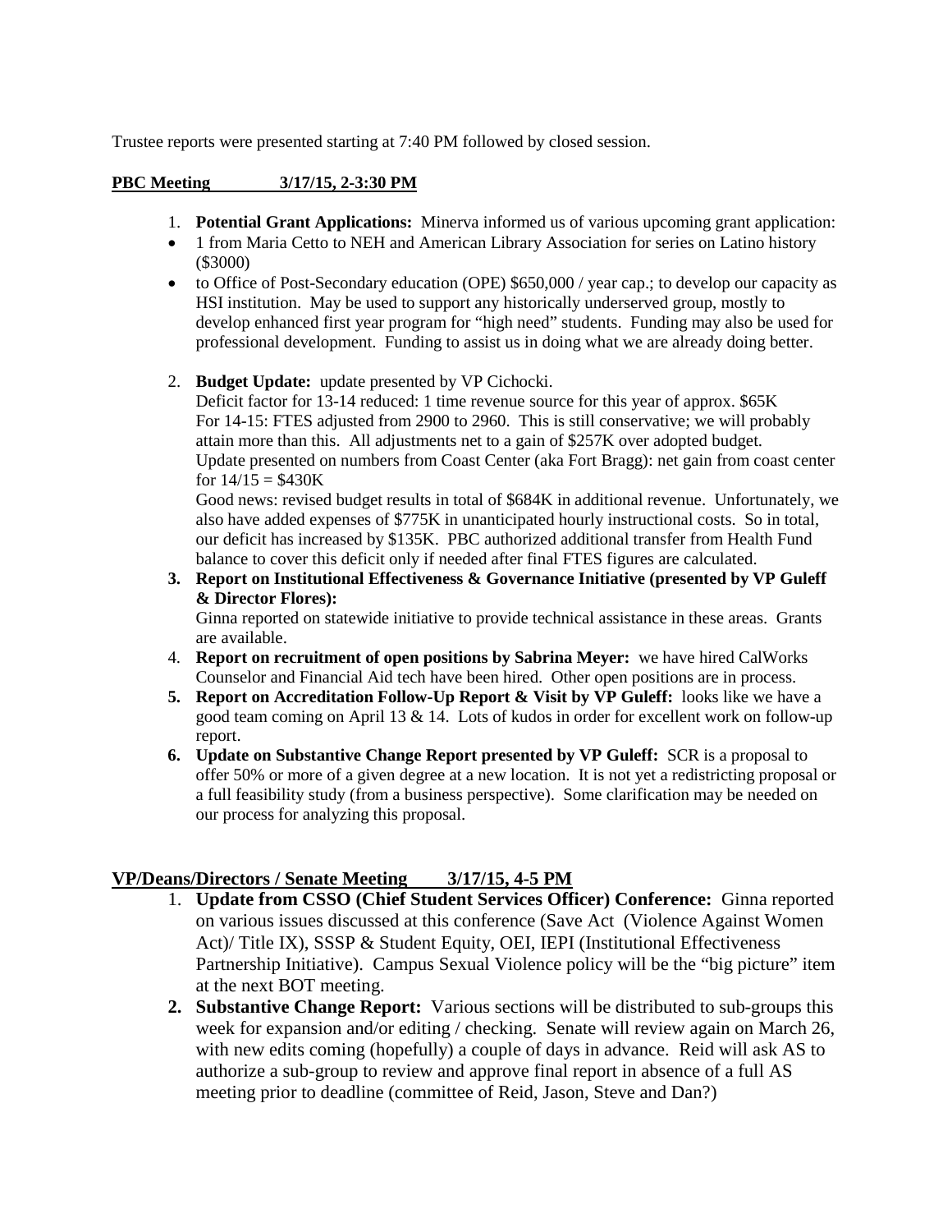Trustee reports were presented starting at 7:40 PM followed by closed session.

**PBC Meeting 3/17/15, 2-3:30 PM**

1. **Potential Grant Applications:** Minerva informed us of various upcoming grant application:
   - 1 from Maria Cetto to NEH and American Library Association for series on Latino history ($3000)
   - to Office of Post-Secondary education (OPE) $650,000 / year cap.; to develop our capacity as HSI institution. May be used to support any historically underserved group, mostly to develop enhanced first year program for "high need" students. Funding may also be used for professional development. Funding to assist us in doing what we are already doing better.

2. **Budget Update:** update presented by VP Cichocki.
   Deficit factor for 13-14 reduced: 1 time revenue source for this year of approx. $65K
   For 14-15: FTES adjusted from 2900 to 2960. This is still conservative; we will probably attain more than this. All adjustments net to a gain of $257K over adopted budget.
   Update presented on numbers from Coast Center (aka Fort Bragg): net gain from coast center for 14/15 = $430K
   Good news: revised budget results in total of $684K in additional revenue. Unfortunately, we also have added expenses of $775K in unanticipated hourly instructional costs. So in total, our deficit has increased by $135K. PBC authorized additional transfer from Health Fund balance to cover this deficit only if needed after final FTES figures are calculated.
3. **Report on Institutional Effectiveness & Governance Initiative (presented by VP Guleff & Director Flores):**
   Ginna reported on statewide initiative to provide technical assistance in these areas. Grants are available.
4. **Report on recruitment of open positions by Sabrina Meyer:** we have hired CalWorks Counselor and Financial Aid tech have been hired. Other open positions are in process.
5. **Report on Accreditation Follow-Up Report & Visit by VP Guleff:** looks like we have a good team coming on April 13 & 14. Lots of kudos in order for excellent work on follow-up report.
6. **Update on Substantive Change Report presented by VP Guleff:** SCR is a proposal to offer 50% or more of a given degree at a new location. It is not yet a redistricting proposal or a full feasibility study (from a business perspective). Some clarification may be needed on our process for analyzing this proposal.

**VP/Deans/Directors / Senate Meeting 3/17/15, 4-5 PM**

1. **Update from CSSO (Chief Student Services Officer) Conference:** Ginna reported on various issues discussed at this conference (Save Act (Violence Against Women Act)/ Title IX), SSSP & Student Equity, OEI, IEPI (Institutional Effectiveness Partnership Initiative). Campus Sexual Violence policy will be the "big picture" item at the next BOT meeting.
2. **Substantive Change Report:** Various sections will be distributed to sub-groups this week for expansion and/or editing / checking. Senate will review again on March 26, with new edits coming (hopefully) a couple of days in advance. Reid will ask AS to authorize a sub-group to review and approve final report in absence of a full AS meeting prior to deadline (committee of Reid, Jason, Steve and Dan?)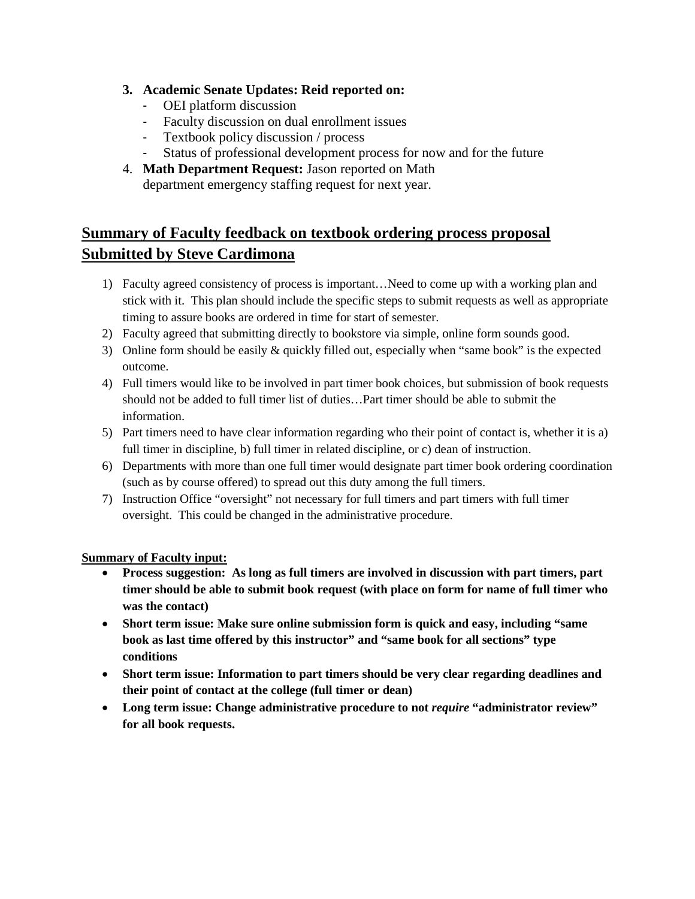3. **Academic Senate Updates: Reid reported on:**
    - OEI platform discussion
    - Faculty discussion on dual enrollment issues
    - Textbook policy discussion / process
    - Status of professional development process for now and for the future
4. **Math Department Request:** Jason reported on Math department emergency staffing request for next year.

## Summary of Faculty feedback on textbook ordering process proposal Submitted by Steve Cardimona

1) Faculty agreed consistency of process is important…Need to come up with a working plan and stick with it. This plan should include the specific steps to submit requests as well as appropriate timing to assure books are ordered in time for start of semester.
2) Faculty agreed that submitting directly to bookstore via simple, online form sounds good.
3) Online form should be easily & quickly filled out, especially when "same book" is the expected outcome.
4) Full timers would like to be involved in part timer book choices, but submission of book requests should not be added to full timer list of duties…Part timer should be able to submit the information.
5) Part timers need to have clear information regarding who their point of contact is, whether it is a) full timer in discipline, b) full timer in related discipline, or c) dean of instruction.
6) Departments with more than one full timer would designate part timer book ordering coordination (such as by course offered) to spread out this duty among the full timers.
7) Instruction Office "oversight" not necessary for full timers and part timers with full timer oversight. This could be changed in the administrative procedure.

**Summary of Faculty input:**

- **Process suggestion: As long as full timers are involved in discussion with part timers, part timer should be able to submit book request (with place on form for name of full timer who was the contact)**
- **Short term issue: Make sure online submission form is quick and easy, including "same book as last time offered by this instructor" and "same book for all sections" type conditions**
- **Short term issue: Information to part timers should be very clear regarding deadlines and their point of contact at the college (full timer or dean)**
- **Long term issue: Change administrative procedure to not *require* "administrator review" for all book requests.**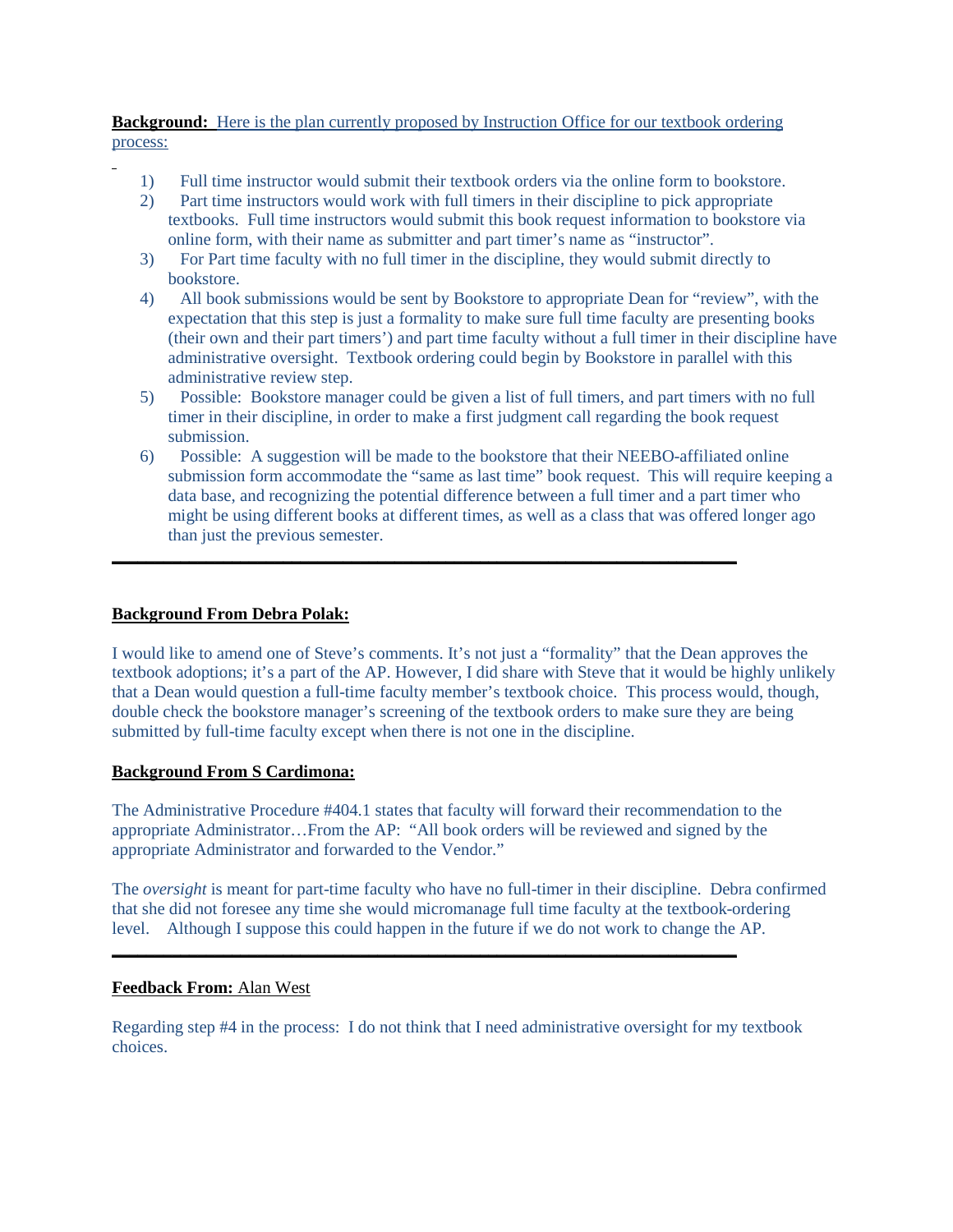**Background:** Here is the plan currently proposed by Instruction Office for our textbook ordering process:

1) Full time instructor would submit their textbook orders via the online form to bookstore.
2) Part time instructors would work with full timers in their discipline to pick appropriate textbooks. Full time instructors would submit this book request information to bookstore via online form, with their name as submitter and part timer's name as "instructor".
3) For Part time faculty with no full timer in the discipline, they would submit directly to bookstore.
4) All book submissions would be sent by Bookstore to appropriate Dean for "review", with the expectation that this step is just a formality to make sure full time faculty are presenting books (their own and their part timers') and part time faculty without a full timer in their discipline have administrative oversight. Textbook ordering could begin by Bookstore in parallel with this administrative review step.
5) Possible: Bookstore manager could be given a list of full timers, and part timers with no full timer in their discipline, in order to make a first judgment call regarding the book request submission.
6) Possible: A suggestion will be made to the bookstore that their NEEBO-affiliated online submission form accommodate the "same as last time" book request. This will require keeping a data base, and recognizing the potential difference between a full timer and a part timer who might be using different books at different times, as well as a class that was offered longer ago than just the previous semester.

---

**Background From Debra Polak:**

I would like to amend one of Steve's comments. It's not just a "formality" that the Dean approves the textbook adoptions; it's a part of the AP. However, I did share with Steve that it would be highly unlikely that a Dean would question a full-time faculty member's textbook choice. This process would, though, double check the bookstore manager's screening of the textbook orders to make sure they are being submitted by full-time faculty except when there is not one in the discipline.

**Background From S Cardimona:**

The Administrative Procedure #404.1 states that faculty will forward their recommendation to the appropriate Administrator…From the AP: "All book orders will be reviewed and signed by the appropriate Administrator and forwarded to the Vendor."

The *oversight* is meant for part-time faculty who have no full-timer in their discipline. Debra confirmed that she did not foresee any time she would micromanage full time faculty at the textbook-ordering level. Although I suppose this could happen in the future if we do not work to change the AP.

---

**Feedback From:** Alan West

Regarding step #4 in the process: I do not think that I need administrative oversight for my textbook choices.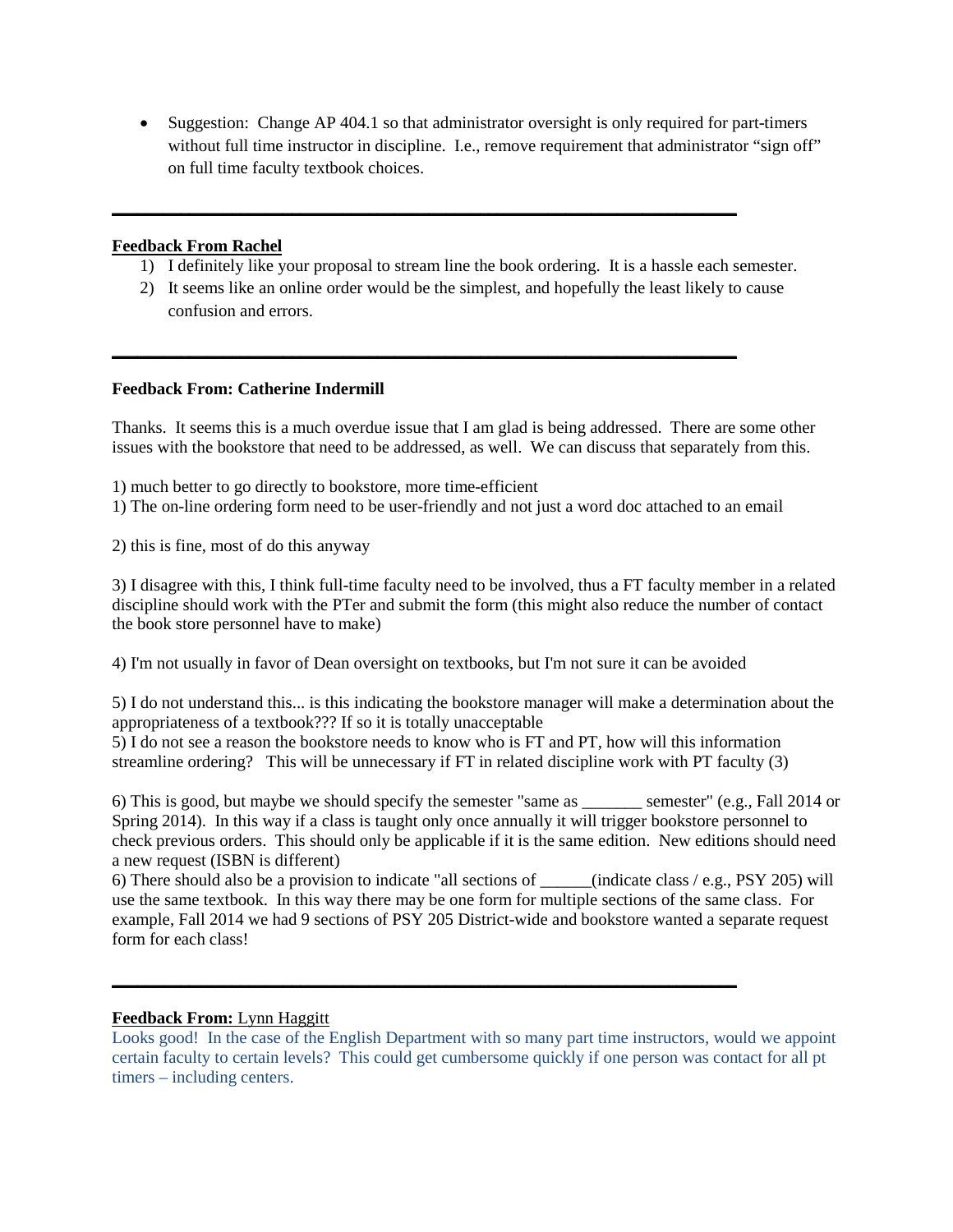- Suggestion: Change AP 404.1 so that administrator oversight is only required for part-timers without full time instructor in discipline. I.e., remove requirement that administrator "sign off" on full time faculty textbook choices.

---

**Feedback From Rachel**

1) I definitely like your proposal to stream line the book ordering. It is a hassle each semester.
2) It seems like an online order would be the simplest, and hopefully the least likely to cause confusion and errors.

---

**Feedback From: Catherine Indermill**

Thanks. It seems this is a much overdue issue that I am glad is being addressed. There are some other issues with the bookstore that need to be addressed, as well. We can discuss that separately from this.

1) much better to go directly to bookstore, more time-efficient
1) The on-line ordering form need to be user-friendly and not just a word doc attached to an email

2) this is fine, most of do this anyway

3) I disagree with this, I think full-time faculty need to be involved, thus a FT faculty member in a related discipline should work with the PTer and submit the form (this might also reduce the number of contact the book store personnel have to make)

4) I'm not usually in favor of Dean oversight on textbooks, but I'm not sure it can be avoided

5) I do not understand this... is this indicating the bookstore manager will make a determination about the appropriateness of a textbook??? If so it is totally unacceptable
5) I do not see a reason the bookstore needs to know who is FT and PT, how will this information streamline ordering? This will be unnecessary if FT in related discipline work with PT faculty (3)

6) This is good, but maybe we should specify the semester "same as _______ semester" (e.g., Fall 2014 or Spring 2014). In this way if a class is taught only once annually it will trigger bookstore personnel to check previous orders. This should only be applicable if it is the same edition. New editions should need a new request (ISBN is different)
6) There should also be a provision to indicate "all sections of ______(indicate class / e.g., PSY 205) will use the same textbook. In this way there may be one form for multiple sections of the same class. For example, Fall 2014 we had 9 sections of PSY 205 District-wide and bookstore wanted a separate request form for each class!

---

**Feedback From:** Lynn Haggitt

Looks good! In the case of the English Department with so many part time instructors, would we appoint certain faculty to certain levels? This could get cumbersome quickly if one person was contact for all pt timers – including centers.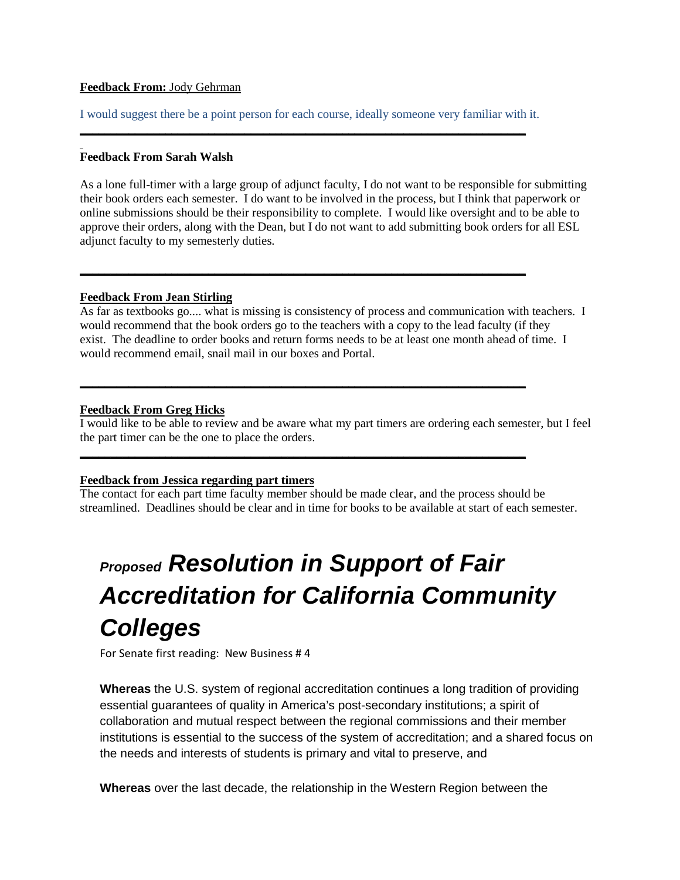**Feedback From:** Jody Gehrman

I would suggest there be a point person for each course, ideally someone very familiar with it.

---

**Feedback From Sarah Walsh**

As a lone full-timer with a large group of adjunct faculty, I do not want to be responsible for submitting their book orders each semester. I do want to be involved in the process, but I think that paperwork or online submissions should be their responsibility to complete. I would like oversight and to be able to approve their orders, along with the Dean, but I do not want to add submitting book orders for all ESL adjunct faculty to my semesterly duties.

---

**Feedback From Jean Stirling**

As far as textbooks go.... what is missing is consistency of process and communication with teachers. I would recommend that the book orders go to the teachers with a copy to the lead faculty (if they exist. The deadline to order books and return forms needs to be at least one month ahead of time. I would recommend email, snail mail in our boxes and Portal.

---

**Feedback From Greg Hicks**

I would like to be able to review and be aware what my part timers are ordering each semester, but I feel the part timer can be the one to place the orders.

---

**Feedback from Jessica regarding part timers**

The contact for each part time faculty member should be made clear, and the process should be streamlined. Deadlines should be clear and in time for books to be available at start of each semester.

# *Proposed* *Resolution in Support of Fair Accreditation for California Community Colleges*

For Senate first reading: New Business # 4

**Whereas** the U.S. system of regional accreditation continues a long tradition of providing essential guarantees of quality in America's post-secondary institutions; a spirit of collaboration and mutual respect between the regional commissions and their member institutions is essential to the success of the system of accreditation; and a shared focus on the needs and interests of students is primary and vital to preserve, and

**Whereas** over the last decade, the relationship in the Western Region between the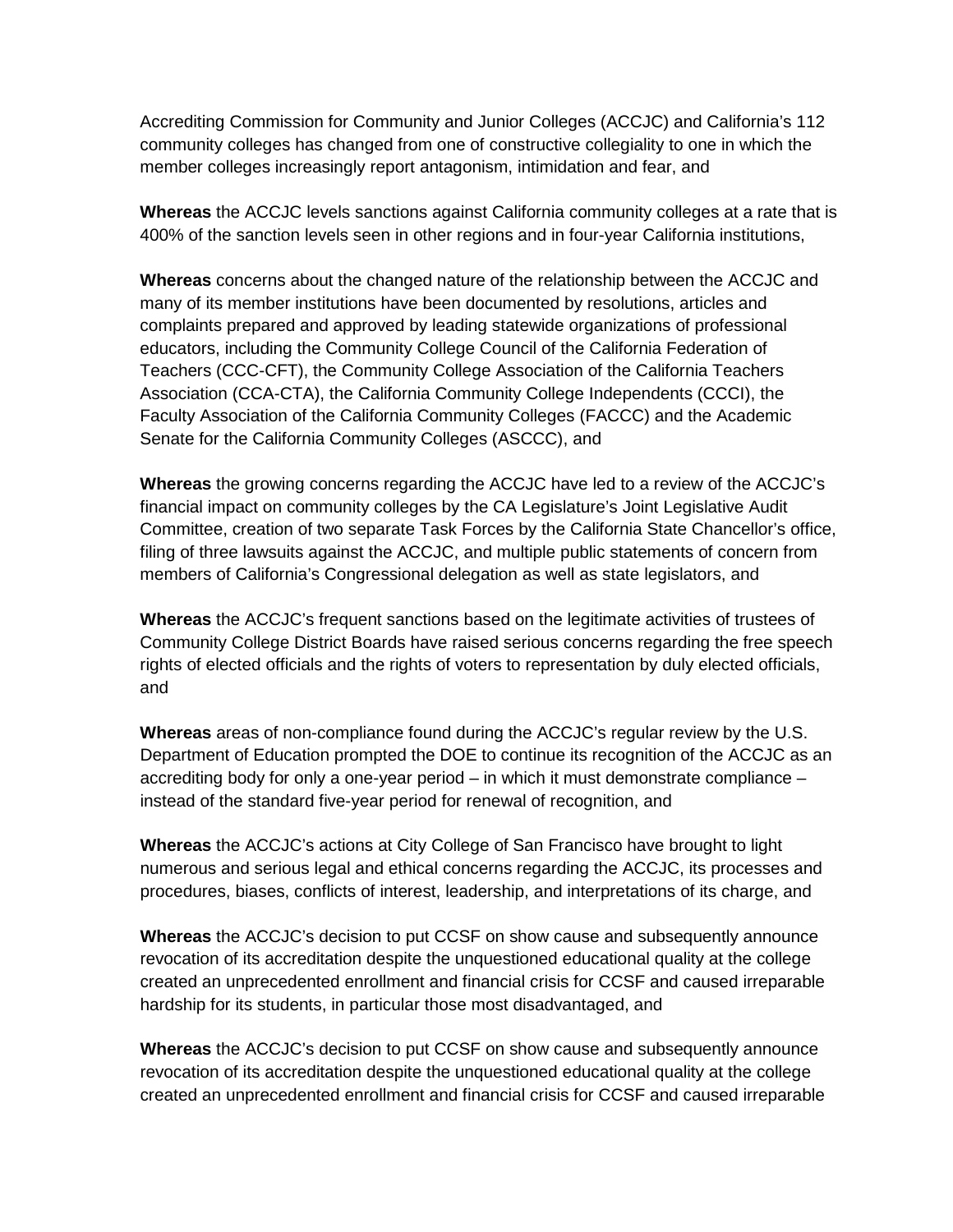Accrediting Commission for Community and Junior Colleges (ACCJC) and California's 112 community colleges has changed from one of constructive collegiality to one in which the member colleges increasingly report antagonism, intimidation and fear, and

**Whereas** the ACCJC levels sanctions against California community colleges at a rate that is 400% of the sanction levels seen in other regions and in four-year California institutions,

**Whereas** concerns about the changed nature of the relationship between the ACCJC and many of its member institutions have been documented by resolutions, articles and complaints prepared and approved by leading statewide organizations of professional educators, including the Community College Council of the California Federation of Teachers (CCC-CFT), the Community College Association of the California Teachers Association (CCA-CTA), the California Community College Independents (CCCI), the Faculty Association of the California Community Colleges (FACCC) and the Academic Senate for the California Community Colleges (ASCCC), and

**Whereas** the growing concerns regarding the ACCJC have led to a review of the ACCJC's financial impact on community colleges by the CA Legislature's Joint Legislative Audit Committee, creation of two separate Task Forces by the California State Chancellor's office, filing of three lawsuits against the ACCJC, and multiple public statements of concern from members of California's Congressional delegation as well as state legislators, and

**Whereas** the ACCJC's frequent sanctions based on the legitimate activities of trustees of Community College District Boards have raised serious concerns regarding the free speech rights of elected officials and the rights of voters to representation by duly elected officials, and

**Whereas** areas of non-compliance found during the ACCJC's regular review by the U.S. Department of Education prompted the DOE to continue its recognition of the ACCJC as an accrediting body for only a one-year period – in which it must demonstrate compliance – instead of the standard five-year period for renewal of recognition, and

**Whereas** the ACCJC's actions at City College of San Francisco have brought to light numerous and serious legal and ethical concerns regarding the ACCJC, its processes and procedures, biases, conflicts of interest, leadership, and interpretations of its charge, and

**Whereas** the ACCJC's decision to put CCSF on show cause and subsequently announce revocation of its accreditation despite the unquestioned educational quality at the college created an unprecedented enrollment and financial crisis for CCSF and caused irreparable hardship for its students, in particular those most disadvantaged, and

**Whereas** the ACCJC's decision to put CCSF on show cause and subsequently announce revocation of its accreditation despite the unquestioned educational quality at the college created an unprecedented enrollment and financial crisis for CCSF and caused irreparable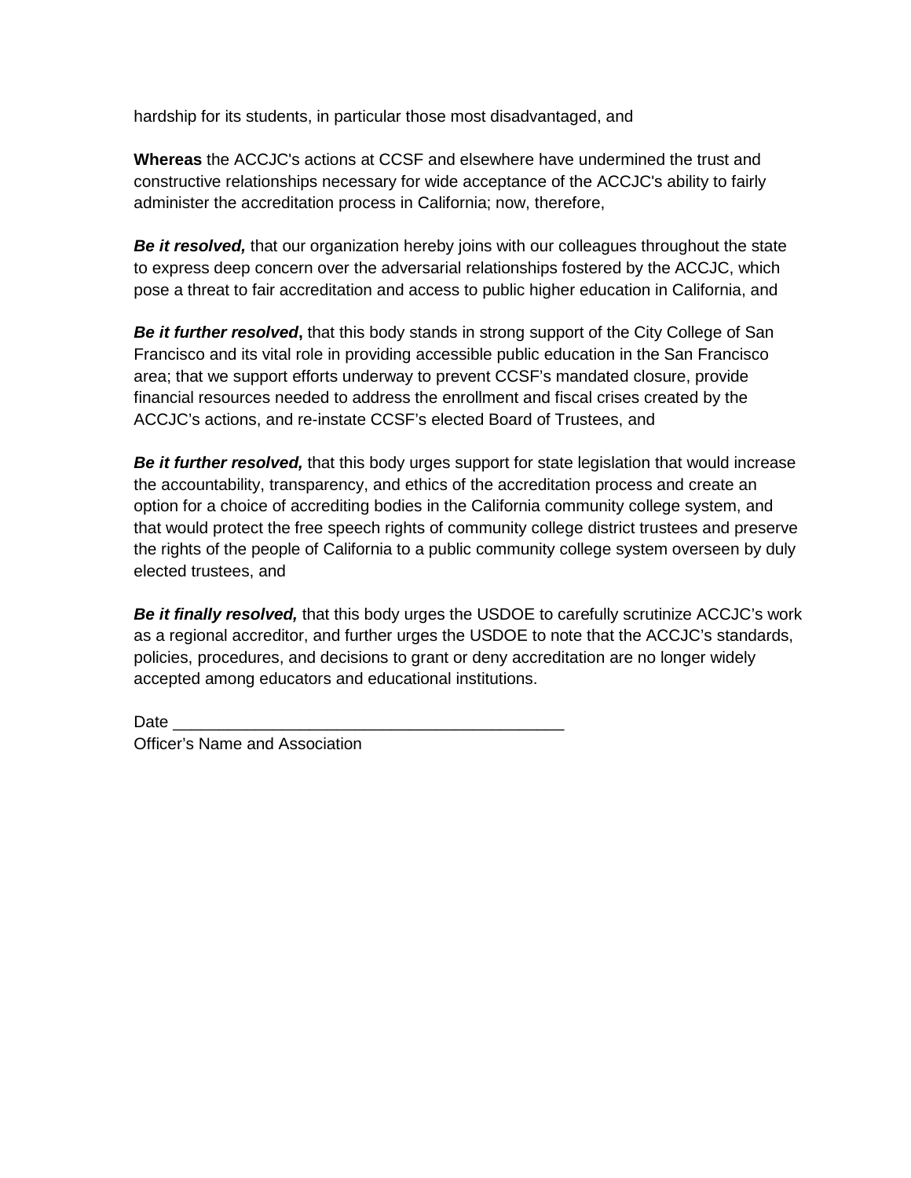hardship for its students, in particular those most disadvantaged, and

**Whereas** the ACCJC's actions at CCSF and elsewhere have undermined the trust and constructive relationships necessary for wide acceptance of the ACCJC's ability to fairly administer the accreditation process in California; now, therefore,

***Be it resolved,*** that our organization hereby joins with our colleagues throughout the state to express deep concern over the adversarial relationships fostered by the ACCJC, which pose a threat to fair accreditation and access to public higher education in California, and

***Be it further resolved*****,** that this body stands in strong support of the City College of San Francisco and its vital role in providing accessible public education in the San Francisco area; that we support efforts underway to prevent CCSF's mandated closure, provide financial resources needed to address the enrollment and fiscal crises created by the ACCJC's actions, and re-instate CCSF's elected Board of Trustees, and

***Be it further resolved,*** that this body urges support for state legislation that would increase the accountability, transparency, and ethics of the accreditation process and create an option for a choice of accrediting bodies in the California community college system, and that would protect the free speech rights of community college district trustees and preserve the rights of the people of California to a public community college system overseen by duly elected trustees, and

***Be it finally resolved,*** that this body urges the USDOE to carefully scrutinize ACCJC's work as a regional accreditor, and further urges the USDOE to note that the ACCJC's standards, policies, procedures, and decisions to grant or deny accreditation are no longer widely accepted among educators and educational institutions.

Date ___________________________________________
Officer's Name and Association